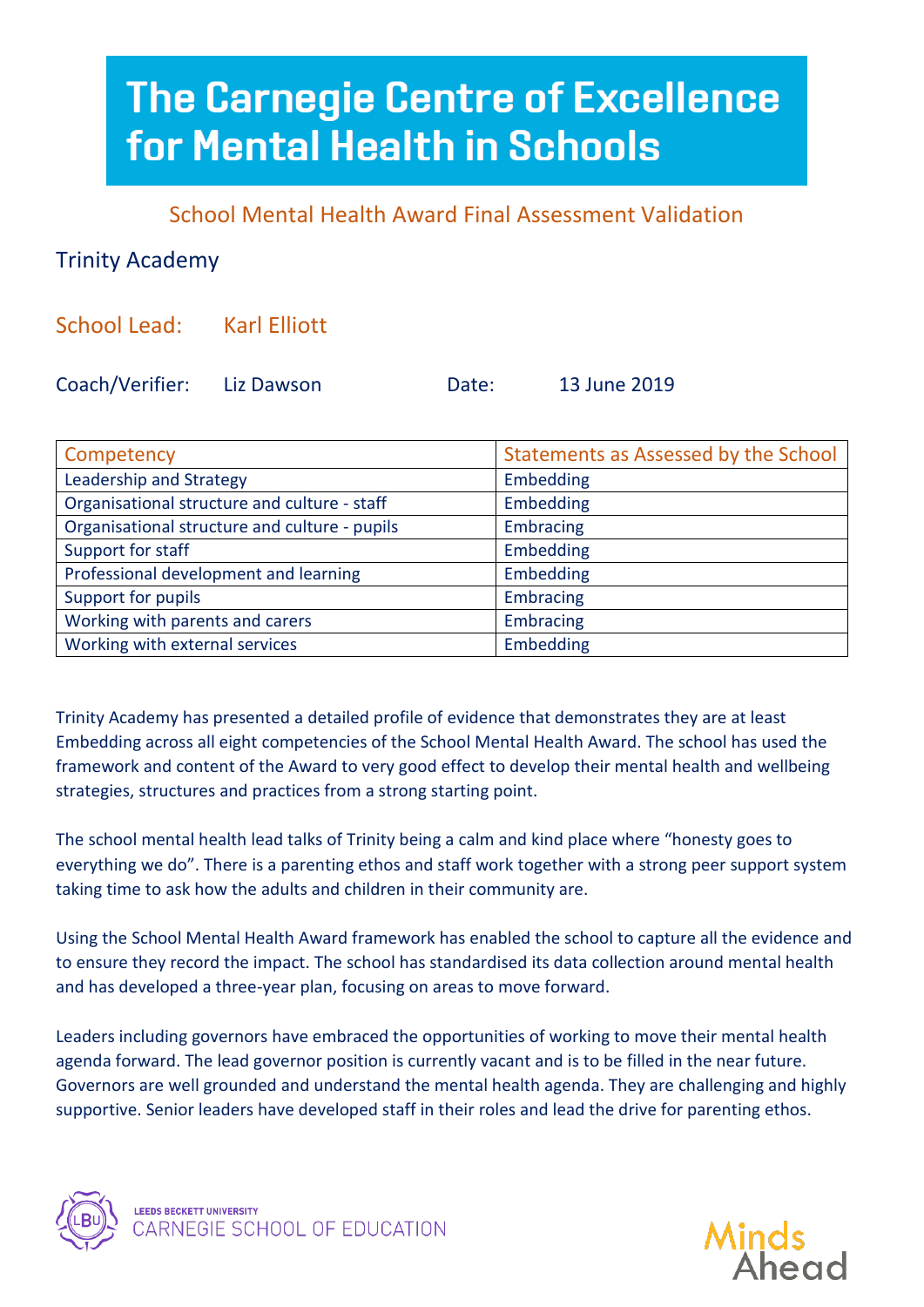# The Carnegie Centre of Excellence for Mental Health in Schools

## School Mental Health Award Final Assessment Validation

### Trinity Academy

School Lead: Karl Elliott

Coach/Verifier: Liz Dawson    Date: 13 June 2019

| Competency | Statements as Assessed by the School |
|---|---|
| Leadership and Strategy | Embedding |
| Organisational structure and culture - staff | Embedding |
| Organisational structure and culture - pupils | Embracing |
| Support for staff | Embedding |
| Professional development and learning | Embedding |
| Support for pupils | Embracing |
| Working with parents and carers | Embracing |
| Working with external services | Embedding |

Trinity Academy has presented a detailed profile of evidence that demonstrates they are at least Embedding across all eight competencies of the School Mental Health Award. The school has used the framework and content of the Award to very good effect to develop their mental health and wellbeing strategies, structures and practices from a strong starting point.

The school mental health lead talks of Trinity being a calm and kind place where "honesty goes to everything we do". There is a parenting ethos and staff work together with a strong peer support system taking time to ask how the adults and children in their community are.

Using the School Mental Health Award framework has enabled the school to capture all the evidence and to ensure they record the impact. The school has standardised its data collection around mental health and has developed a three-year plan, focusing on areas to move forward.

Leaders including governors have embraced the opportunities of working to move their mental health agenda forward. The lead governor position is currently vacant and is to be filled in the near future. Governors are well grounded and understand the mental health agenda. They are challenging and highly supportive. Senior leaders have developed staff in their roles and lead the drive for parenting ethos.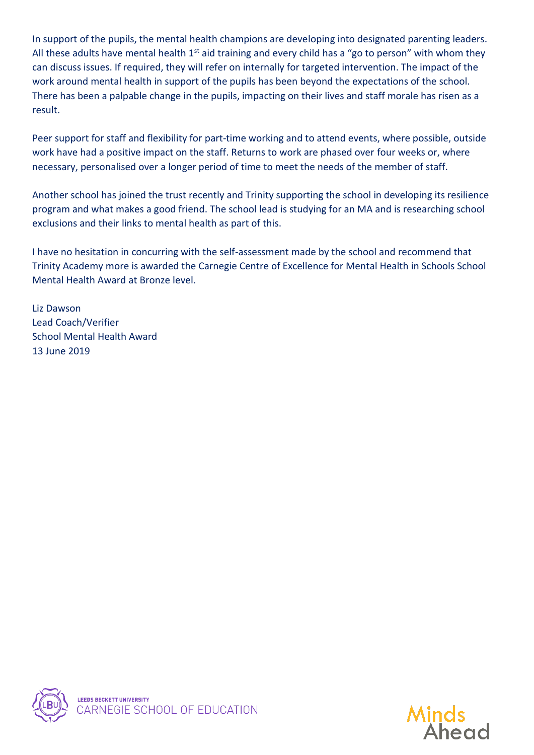In support of the pupils, the mental health champions are developing into designated parenting leaders. All these adults have mental health 1st aid training and every child has a "go to person" with whom they can discuss issues. If required, they will refer on internally for targeted intervention. The impact of the work around mental health in support of the pupils has been beyond the expectations of the school. There has been a palpable change in the pupils, impacting on their lives and staff morale has risen as a result.

Peer support for staff and flexibility for part-time working and to attend events, where possible, outside work have had a positive impact on the staff. Returns to work are phased over four weeks or, where necessary, personalised over a longer period of time to meet the needs of the member of staff.

Another school has joined the trust recently and Trinity supporting the school in developing its resilience program and what makes a good friend. The school lead is studying for an MA and is researching school exclusions and their links to mental health as part of this.

I have no hesitation in concurring with the self-assessment made by the school and recommend that Trinity Academy more is awarded the Carnegie Centre of Excellence for Mental Health in Schools School Mental Health Award at Bronze level.

Liz Dawson
Lead Coach/Verifier
School Mental Health Award
13 June 2019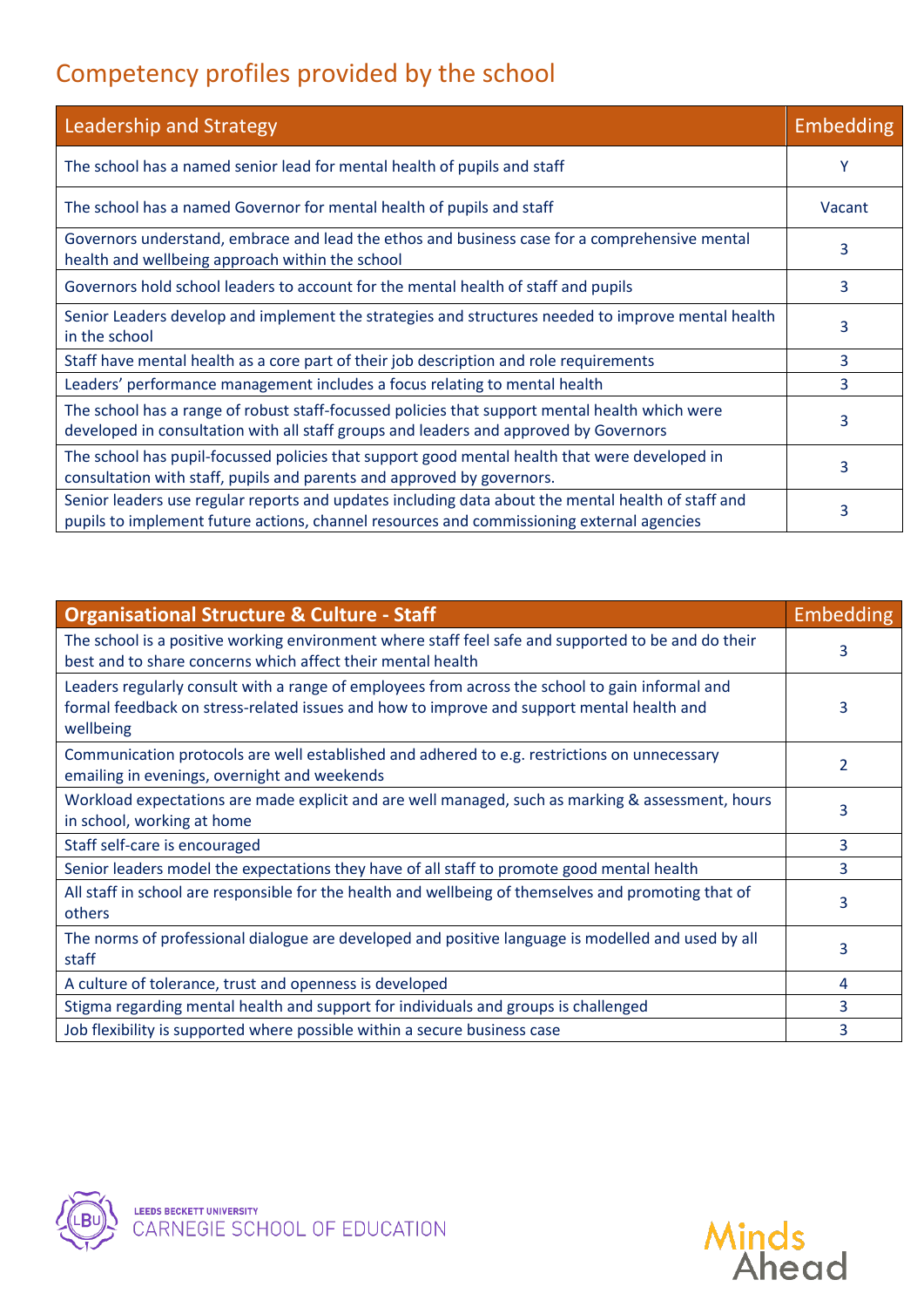## Competency profiles provided by the school

| Leadership and Strategy | Embedding |
|---|---|
| The school has a named senior lead for mental health of pupils and staff | Y |
| The school has a named Governor for mental health of pupils and staff | Vacant |
| Governors understand, embrace and lead the ethos and business case for a comprehensive mental health and wellbeing approach within the school | 3 |
| Governors hold school leaders to account for the mental health of staff and pupils | 3 |
| Senior Leaders develop and implement the strategies and structures needed to improve mental health in the school | 3 |
| Staff have mental health as a core part of their job description and role requirements | 3 |
| Leaders' performance management includes a focus relating to mental health | 3 |
| The school has a range of robust staff-focussed policies that support mental health which were developed in consultation with all staff groups and leaders and approved by Governors | 3 |
| The school has pupil-focussed policies that support good mental health that were developed in consultation with staff, pupils and parents and approved by governors. | 3 |
| Senior leaders use regular reports and updates including data about the mental health of staff and pupils to implement future actions, channel resources and commissioning external agencies | 3 |

| **Organisational Structure & Culture - Staff** | Embedding |
|---|---|
| The school is a positive working environment where staff feel safe and supported to be and do their best and to share concerns which affect their mental health | 3 |
| Leaders regularly consult with a range of employees from across the school to gain informal and formal feedback on stress-related issues and how to improve and support mental health and wellbeing | 3 |
| Communication protocols are well established and adhered to e.g. restrictions on unnecessary emailing in evenings, overnight and weekends | 2 |
| Workload expectations are made explicit and are well managed, such as marking & assessment, hours in school, working at home | 3 |
| Staff self-care is encouraged | 3 |
| Senior leaders model the expectations they have of all staff to promote good mental health | 3 |
| All staff in school are responsible for the health and wellbeing of themselves and promoting that of others | 3 |
| The norms of professional dialogue are developed and positive language is modelled and used by all staff | 3 |
| A culture of tolerance, trust and openness is developed | 4 |
| Stigma regarding mental health and support for individuals and groups is challenged | 3 |
| Job flexibility is supported where possible within a secure business case | 3 |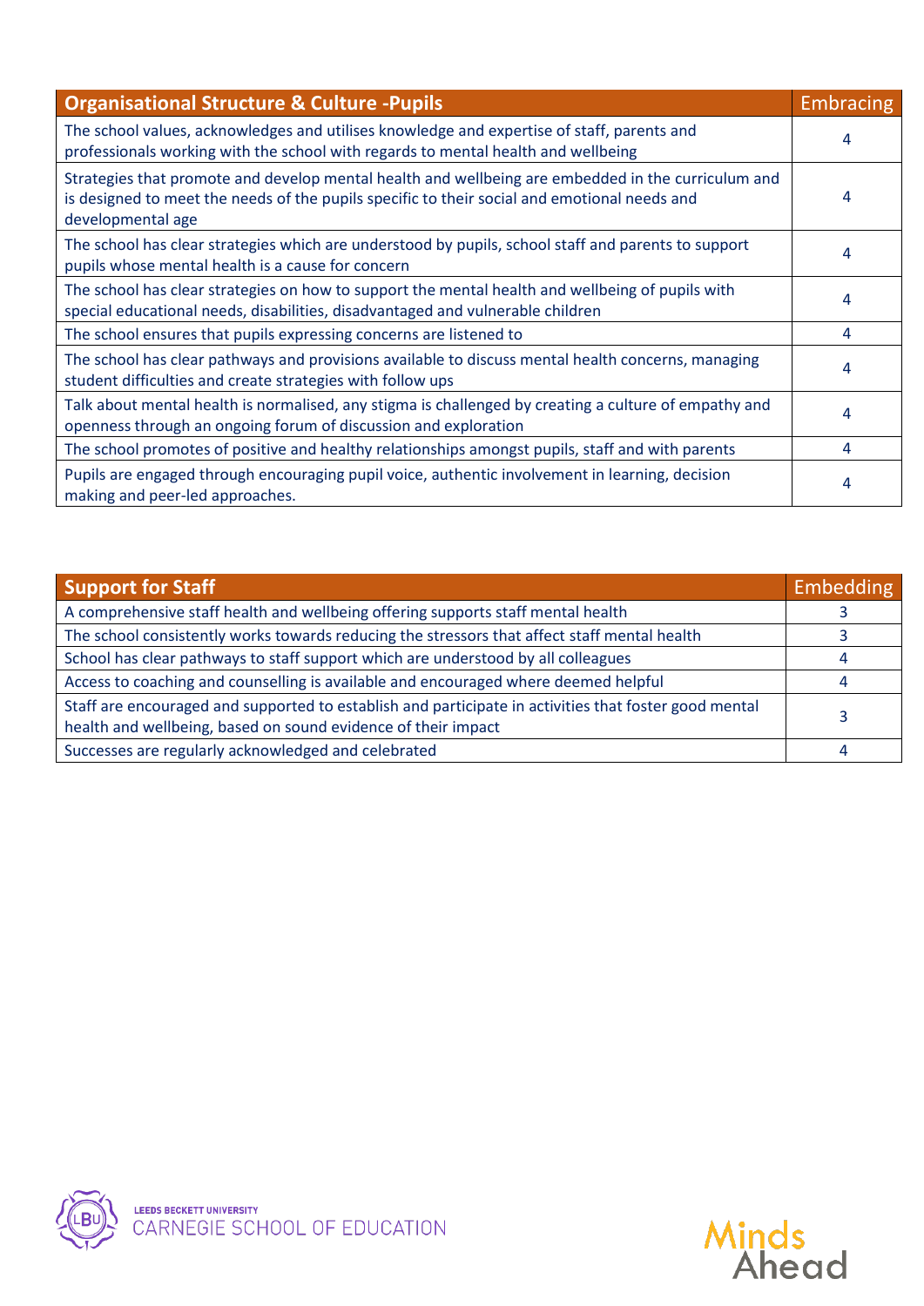| Organisational Structure & Culture -Pupils | Embracing |
|---|---|
| The school values, acknowledges and utilises knowledge and expertise of staff, parents and professionals working with the school with regards to mental health and wellbeing | 4 |
| Strategies that promote and develop mental health and wellbeing are embedded in the curriculum and is designed to meet the needs of the pupils specific to their social and emotional needs and developmental age | 4 |
| The school has clear strategies which are understood by pupils, school staff and parents to support pupils whose mental health is a cause for concern | 4 |
| The school has clear strategies on how to support the mental health and wellbeing of pupils with special educational needs, disabilities, disadvantaged and vulnerable children | 4 |
| The school ensures that pupils expressing concerns are listened to | 4 |
| The school has clear pathways and provisions available to discuss mental health concerns, managing student difficulties and create strategies with follow ups | 4 |
| Talk about mental health is normalised, any stigma is challenged by creating a culture of empathy and openness through an ongoing forum of discussion and exploration | 4 |
| The school promotes of positive and healthy relationships amongst pupils, staff and with parents | 4 |
| Pupils are engaged through encouraging pupil voice, authentic involvement in learning, decision making and peer-led approaches. | 4 |

| Support for Staff | Embedding |
|---|---|
| A comprehensive staff health and wellbeing offering supports staff mental health | 3 |
| The school consistently works towards reducing the stressors that affect staff mental health | 3 |
| School has clear pathways to staff support which are understood by all colleagues | 4 |
| Access to coaching and counselling is available and encouraged where deemed helpful | 4 |
| Staff are encouraged and supported to establish and participate in activities that foster good mental health and wellbeing, based on sound evidence of their impact | 3 |
| Successes are regularly acknowledged and celebrated | 4 |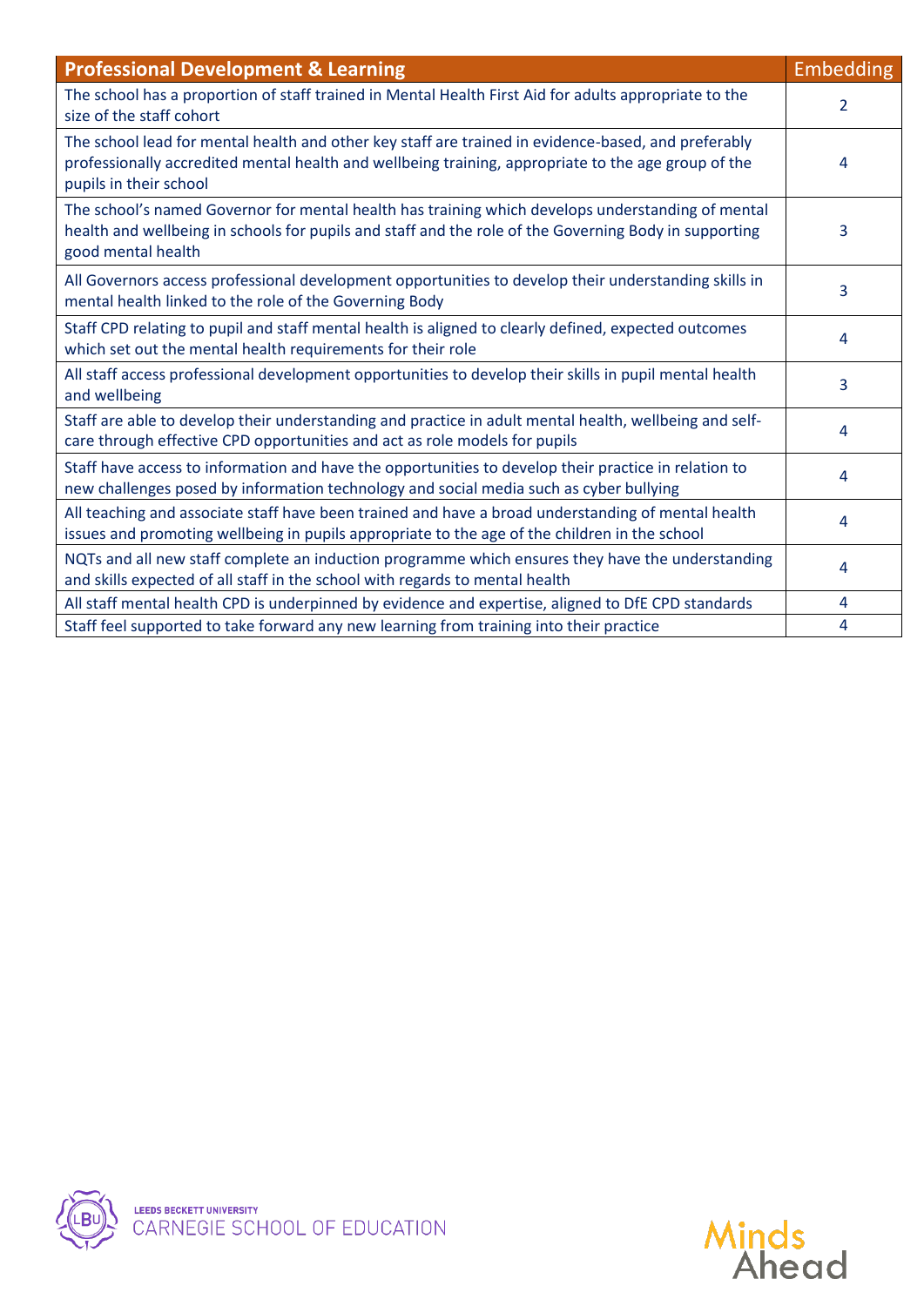| Professional Development & Learning | Embedding |
|---|---|
| The school has a proportion of staff trained in Mental Health First Aid for adults appropriate to the size of the staff cohort | 2 |
| The school lead for mental health and other key staff are trained in evidence-based, and preferably professionally accredited mental health and wellbeing training, appropriate to the age group of the pupils in their school | 4 |
| The school's named Governor for mental health has training which develops understanding of mental health and wellbeing in schools for pupils and staff and the role of the Governing Body in supporting good mental health | 3 |
| All Governors access professional development opportunities to develop their understanding skills in mental health linked to the role of the Governing Body | 3 |
| Staff CPD relating to pupil and staff mental health is aligned to clearly defined, expected outcomes which set out the mental health requirements for their role | 4 |
| All staff access professional development opportunities to develop their skills in pupil mental health and wellbeing | 3 |
| Staff are able to develop their understanding and practice in adult mental health, wellbeing and self-care through effective CPD opportunities and act as role models for pupils | 4 |
| Staff have access to information and have the opportunities to develop their practice in relation to new challenges posed by information technology and social media such as cyber bullying | 4 |
| All teaching and associate staff have been trained and have a broad understanding of mental health issues and promoting wellbeing in pupils appropriate to the age of the children in the school | 4 |
| NQTs and all new staff complete an induction programme which ensures they have the understanding and skills expected of all staff in the school with regards to mental health | 4 |
| All staff mental health CPD is underpinned by evidence and expertise, aligned to DfE CPD standards | 4 |
| Staff feel supported to take forward any new learning from training into their practice | 4 |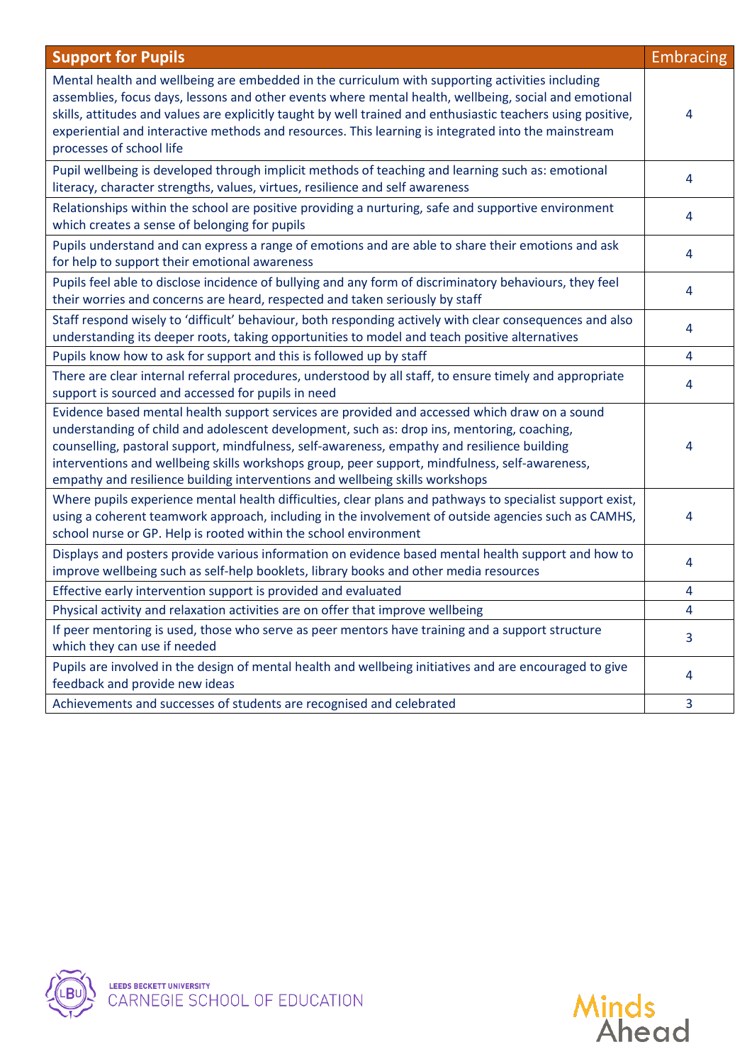| Support for Pupils | Embracing |
| --- | --- |
| Mental health and wellbeing are embedded in the curriculum with supporting activities including assemblies, focus days, lessons and other events where mental health, wellbeing, social and emotional skills, attitudes and values are explicitly taught by well trained and enthusiastic teachers using positive, experiential and interactive methods and resources. This learning is integrated into the mainstream processes of school life | 4 |
| Pupil wellbeing is developed through implicit methods of teaching and learning such as: emotional literacy, character strengths, values, virtues, resilience and self awareness | 4 |
| Relationships within the school are positive providing a nurturing, safe and supportive environment which creates a sense of belonging for pupils | 4 |
| Pupils understand and can express a range of emotions and are able to share their emotions and ask for help to support their emotional awareness | 4 |
| Pupils feel able to disclose incidence of bullying and any form of discriminatory behaviours, they feel their worries and concerns are heard, respected and taken seriously by staff | 4 |
| Staff respond wisely to 'difficult' behaviour, both responding actively with clear consequences and also understanding its deeper roots, taking opportunities to model and teach positive alternatives | 4 |
| Pupils know how to ask for support and this is followed up by staff | 4 |
| There are clear internal referral procedures, understood by all staff, to ensure timely and appropriate support is sourced and accessed for pupils in need | 4 |
| Evidence based mental health support services are provided and accessed which draw on a sound understanding of child and adolescent development, such as: drop ins, mentoring, coaching, counselling, pastoral support, mindfulness, self-awareness, empathy and resilience building interventions and wellbeing skills workshops group, peer support, mindfulness, self-awareness, empathy and resilience building interventions and wellbeing skills workshops | 4 |
| Where pupils experience mental health difficulties, clear plans and pathways to specialist support exist, using a coherent teamwork approach, including in the involvement of outside agencies such as CAMHS, school nurse or GP. Help is rooted within the school environment | 4 |
| Displays and posters provide various information on evidence based mental health support and how to improve wellbeing such as self-help booklets, library books and other media resources | 4 |
| Effective early intervention support is provided and evaluated | 4 |
| Physical activity and relaxation activities are on offer that improve wellbeing | 4 |
| If peer mentoring is used, those who serve as peer mentors have training and a support structure which they can use if needed | 3 |
| Pupils are involved in the design of mental health and wellbeing initiatives and are encouraged to give feedback and provide new ideas | 4 |
| Achievements and successes of students are recognised and celebrated | 3 |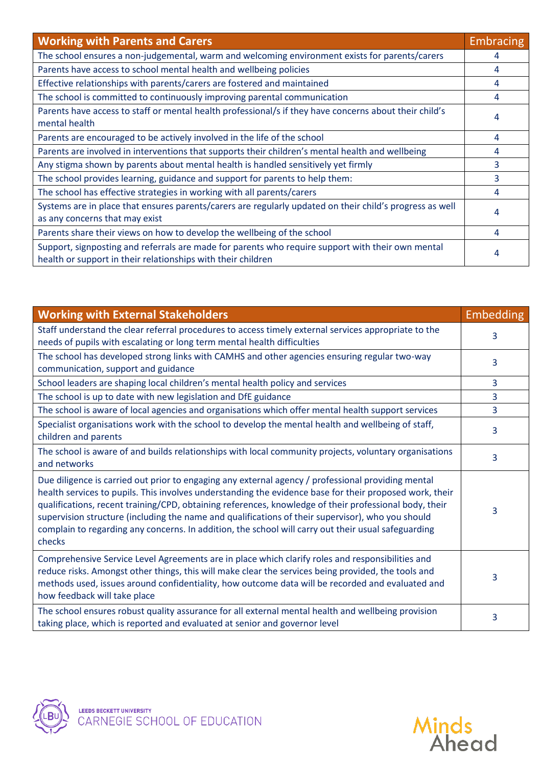| Working with Parents and Carers | Embracing |
|---|---|
| The school ensures a non-judgemental, warm and welcoming environment exists for parents/carers | 4 |
| Parents have access to school mental health and wellbeing policies | 4 |
| Effective relationships with parents/carers are fostered and maintained | 4 |
| The school is committed to continuously improving parental communication | 4 |
| Parents have access to staff or mental health professional/s if they have concerns about their child's mental health | 4 |
| Parents are encouraged to be actively involved in the life of the school | 4 |
| Parents are involved in interventions that supports their children's mental health and wellbeing | 4 |
| Any stigma shown by parents about mental health is handled sensitively yet firmly | 3 |
| The school provides learning, guidance and support for parents to help them: | 3 |
| The school has effective strategies in working with all parents/carers | 4 |
| Systems are in place that ensures parents/carers are regularly updated on their child's progress as well as any concerns that may exist | 4 |
| Parents share their views on how to develop the wellbeing of the school | 4 |
| Support, signposting and referrals are made for parents who require support with their own mental health or support in their relationships with their children | 4 |

| Working with External Stakeholders | Embedding |
|---|---|
| Staff understand the clear referral procedures to access timely external services appropriate to the needs of pupils with escalating or long term mental health difficulties | 3 |
| The school has developed strong links with CAMHS and other agencies ensuring regular two-way communication, support and guidance | 3 |
| School leaders are shaping local children's mental health policy and services | 3 |
| The school is up to date with new legislation and DfE guidance | 3 |
| The school is aware of local agencies and organisations which offer mental health support services | 3 |
| Specialist organisations work with the school to develop the mental health and wellbeing of staff, children and parents | 3 |
| The school is aware of and builds relationships with local community projects, voluntary organisations and networks | 3 |
| Due diligence is carried out prior to engaging any external agency / professional providing mental health services to pupils. This involves understanding the evidence base for their proposed work, their qualifications, recent training/CPD, obtaining references, knowledge of their professional body, their supervision structure (including the name and qualifications of their supervisor), who you should complain to regarding any concerns. In addition, the school will carry out their usual safeguarding checks | 3 |
| Comprehensive Service Level Agreements are in place which clarify roles and responsibilities and reduce risks. Amongst other things, this will make clear the services being provided, the tools and methods used, issues around confidentiality, how outcome data will be recorded and evaluated and how feedback will take place | 3 |
| The school ensures robust quality assurance for all external mental health and wellbeing provision taking place, which is reported and evaluated at senior and governor level | 3 |

LEEDS BECKETT UNIVERSITY CARNEGIE SCHOOL OF EDUCATION

Minds Ahead